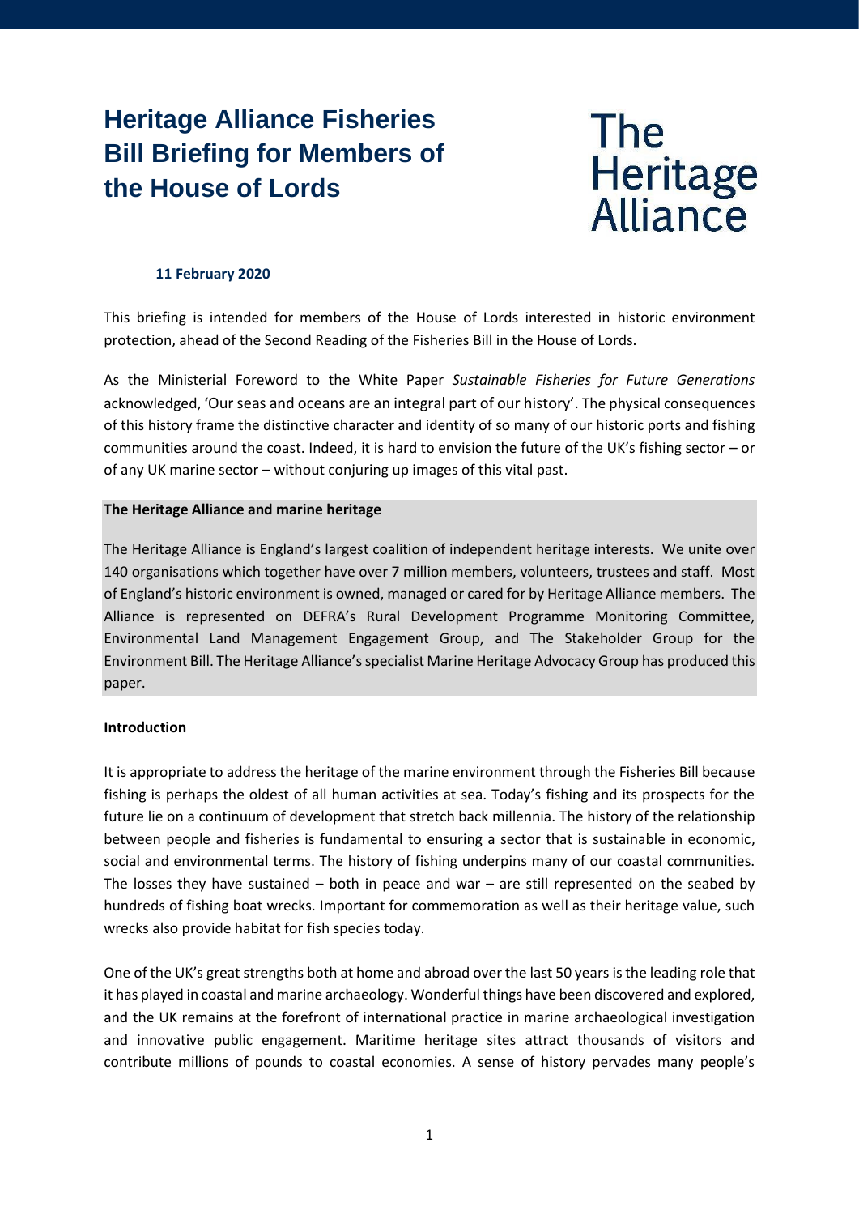# Heritage Alliance Fisheries Bill Briefing for Members of the House of Lords

The Heritage Alliance

**11 February 2020**

This briefing is intended for members of the House of Lords interested in historic environment protection, ahead of the Second Reading of the Fisheries Bill in the House of Lords.

As the Ministerial Foreword to the White Paper *Sustainable Fisheries for Future Generations* acknowledged, 'Our seas and oceans are an integral part of our history'. The physical consequences of this history frame the distinctive character and identity of so many of our historic ports and fishing communities around the coast. Indeed, it is hard to envision the future of the UK's fishing sector – or of any UK marine sector – without conjuring up images of this vital past.

**The Heritage Alliance and marine heritage**

The Heritage Alliance is England's largest coalition of independent heritage interests. We unite over 140 organisations which together have over 7 million members, volunteers, trustees and staff. Most of England's historic environment is owned, managed or cared for by Heritage Alliance members. The Alliance is represented on DEFRA's Rural Development Programme Monitoring Committee, Environmental Land Management Engagement Group, and The Stakeholder Group for the Environment Bill. The Heritage Alliance's specialist Marine Heritage Advocacy Group has produced this paper.

**Introduction**

It is appropriate to address the heritage of the marine environment through the Fisheries Bill because fishing is perhaps the oldest of all human activities at sea. Today's fishing and its prospects for the future lie on a continuum of development that stretch back millennia. The history of the relationship between people and fisheries is fundamental to ensuring a sector that is sustainable in economic, social and environmental terms. The history of fishing underpins many of our coastal communities. The losses they have sustained – both in peace and war – are still represented on the seabed by hundreds of fishing boat wrecks. Important for commemoration as well as their heritage value, such wrecks also provide habitat for fish species today.

One of the UK's great strengths both at home and abroad over the last 50 years is the leading role that it has played in coastal and marine archaeology. Wonderful things have been discovered and explored, and the UK remains at the forefront of international practice in marine archaeological investigation and innovative public engagement. Maritime heritage sites attract thousands of visitors and contribute millions of pounds to coastal economies. A sense of history pervades many people's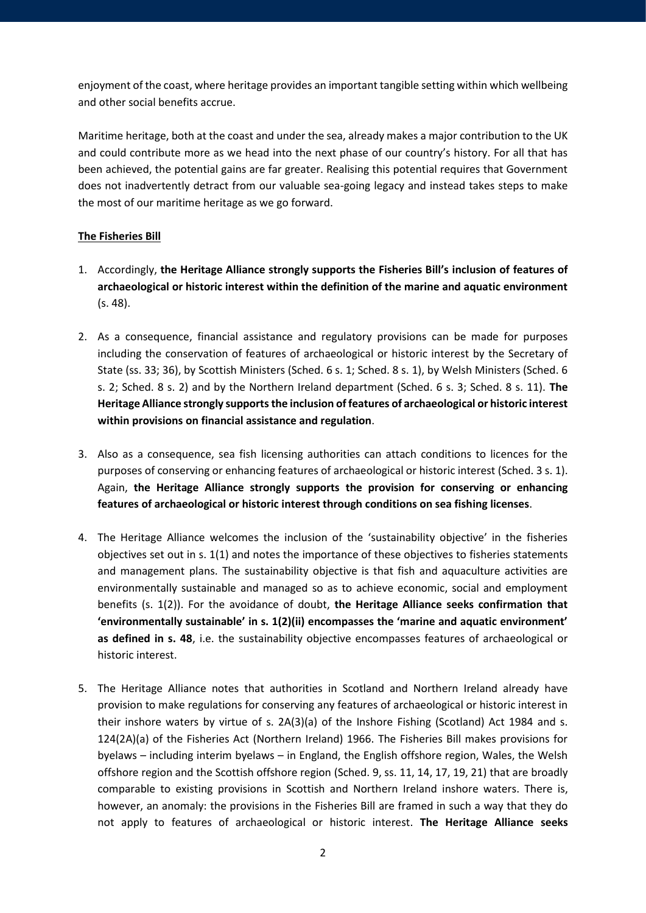enjoyment of the coast, where heritage provides an important tangible setting within which wellbeing and other social benefits accrue.

Maritime heritage, both at the coast and under the sea, already makes a major contribution to the UK and could contribute more as we head into the next phase of our country's history. For all that has been achieved, the potential gains are far greater. Realising this potential requires that Government does not inadvertently detract from our valuable sea-going legacy and instead takes steps to make the most of our maritime heritage as we go forward.

**The Fisheries Bill**

1. Accordingly, **the Heritage Alliance strongly supports the Fisheries Bill's inclusion of features of archaeological or historic interest within the definition of the marine and aquatic environment** (s. 48).

2. As a consequence, financial assistance and regulatory provisions can be made for purposes including the conservation of features of archaeological or historic interest by the Secretary of State (ss. 33; 36), by Scottish Ministers (Sched. 6 s. 1; Sched. 8 s. 1), by Welsh Ministers (Sched. 6 s. 2; Sched. 8 s. 2) and by the Northern Ireland department (Sched. 6 s. 3; Sched. 8 s. 11). **The Heritage Alliance strongly supports the inclusion of features of archaeological or historic interest within provisions on financial assistance and regulation**.

3. Also as a consequence, sea fish licensing authorities can attach conditions to licences for the purposes of conserving or enhancing features of archaeological or historic interest (Sched. 3 s. 1). Again, **the Heritage Alliance strongly supports the provision for conserving or enhancing features of archaeological or historic interest through conditions on sea fishing licenses**.

4. The Heritage Alliance welcomes the inclusion of the 'sustainability objective' in the fisheries objectives set out in s. 1(1) and notes the importance of these objectives to fisheries statements and management plans. The sustainability objective is that fish and aquaculture activities are environmentally sustainable and managed so as to achieve economic, social and employment benefits (s. 1(2)). For the avoidance of doubt, **the Heritage Alliance seeks confirmation that 'environmentally sustainable' in s. 1(2)(ii) encompasses the 'marine and aquatic environment' as defined in s. 48**, i.e. the sustainability objective encompasses features of archaeological or historic interest.

5. The Heritage Alliance notes that authorities in Scotland and Northern Ireland already have provision to make regulations for conserving any features of archaeological or historic interest in their inshore waters by virtue of s. 2A(3)(a) of the Inshore Fishing (Scotland) Act 1984 and s. 124(2A)(a) of the Fisheries Act (Northern Ireland) 1966. The Fisheries Bill makes provisions for byelaws – including interim byelaws – in England, the English offshore region, Wales, the Welsh offshore region and the Scottish offshore region (Sched. 9, ss. 11, 14, 17, 19, 21) that are broadly comparable to existing provisions in Scottish and Northern Ireland inshore waters. There is, however, an anomaly: the provisions in the Fisheries Bill are framed in such a way that they do not apply to features of archaeological or historic interest. **The Heritage Alliance seeks**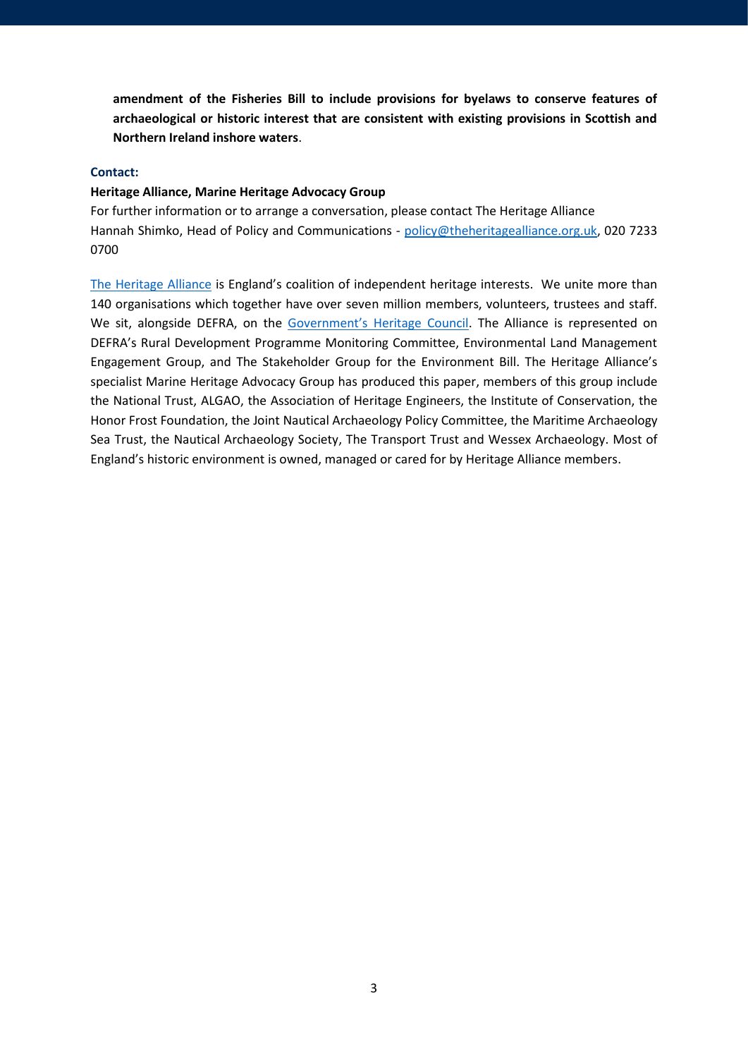**amendment of the Fisheries Bill to include provisions for byelaws to conserve features of archaeological or historic interest that are consistent with existing provisions in Scottish and Northern Ireland inshore waters**.

**Contact:**

**Heritage Alliance, Marine Heritage Advocacy Group**

For further information or to arrange a conversation, please contact The Heritage Alliance
Hannah Shimko, Head of Policy and Communications - policy@theheritagealliance.org.uk, 020 7233 0700

The Heritage Alliance is England's coalition of independent heritage interests. We unite more than 140 organisations which together have over seven million members, volunteers, trustees and staff. We sit, alongside DEFRA, on the Government's Heritage Council. The Alliance is represented on DEFRA's Rural Development Programme Monitoring Committee, Environmental Land Management Engagement Group, and The Stakeholder Group for the Environment Bill. The Heritage Alliance's specialist Marine Heritage Advocacy Group has produced this paper, members of this group include the National Trust, ALGAO, the Association of Heritage Engineers, the Institute of Conservation, the Honor Frost Foundation, the Joint Nautical Archaeology Policy Committee, the Maritime Archaeology Sea Trust, the Nautical Archaeology Society, The Transport Trust and Wessex Archaeology. Most of England's historic environment is owned, managed or cared for by Heritage Alliance members.